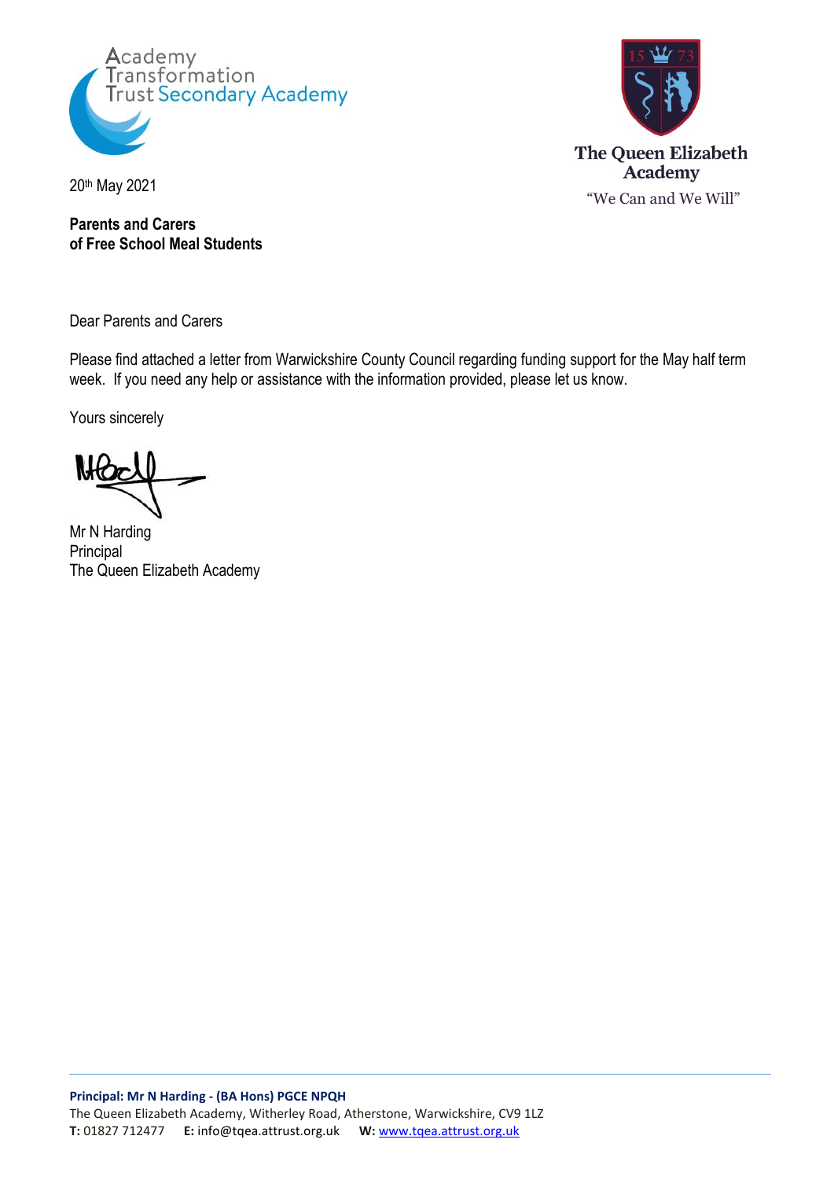Academy Transformation Trust Secondary Academy

**The Queen Elizabeth Academy**

"We Can and We Will"

20th May 2021

**Parents and Carers**
**of Free School Meal Students**

Dear Parents and Carers

Please find attached a letter from Warwickshire County Council regarding funding support for the May half term week. If you need any help or assistance with the information provided, please let us know.

Yours sincerely

Mr N Harding
Principal
The Queen Elizabeth Academy

**Principal: Mr N Harding - (BA Hons) PGCE NPQH**
The Queen Elizabeth Academy, Witherley Road, Atherstone, Warwickshire, CV9 1LZ
**T:** 01827 712477 **E:** info@tqea.attrust.org.uk **W:** www.tqea.attrust.org.uk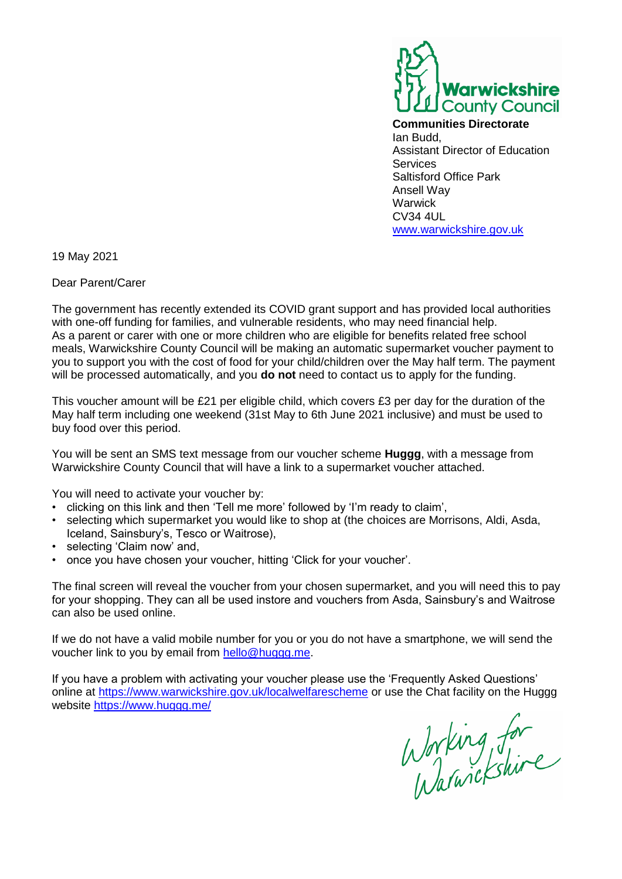**Warwickshire County Council**

**Communities Directorate**
Ian Budd,
Assistant Director of Education Services
Saltisford Office Park
Ansell Way
Warwick
CV34 4UL
www.warwickshire.gov.uk

19 May 2021

Dear Parent/Carer

The government has recently extended its COVID grant support and has provided local authorities with one-off funding for families, and vulnerable residents, who may need financial help. As a parent or carer with one or more children who are eligible for benefits related free school meals, Warwickshire County Council will be making an automatic supermarket voucher payment to you to support you with the cost of food for your child/children over the May half term. The payment will be processed automatically, and you **do not** need to contact us to apply for the funding.

This voucher amount will be £21 per eligible child, which covers £3 per day for the duration of the May half term including one weekend (31st May to 6th June 2021 inclusive) and must be used to buy food over this period.

You will be sent an SMS text message from our voucher scheme **Huggg**, with a message from Warwickshire County Council that will have a link to a supermarket voucher attached.

You will need to activate your voucher by:

- clicking on this link and then 'Tell me more' followed by 'I'm ready to claim',
- selecting which supermarket you would like to shop at (the choices are Morrisons, Aldi, Asda, Iceland, Sainsbury's, Tesco or Waitrose),
- selecting 'Claim now' and,
- once you have chosen your voucher, hitting 'Click for your voucher'.

The final screen will reveal the voucher from your chosen supermarket, and you will need this to pay for your shopping. They can all be used instore and vouchers from Asda, Sainsbury's and Waitrose can also be used online.

If we do not have a valid mobile number for you or you do not have a smartphone, we will send the voucher link to you by email from hello@huggg.me.

If you have a problem with activating your voucher please use the 'Frequently Asked Questions' online at https://www.warwickshire.gov.uk/localwelfarescheme or use the Chat facility on the Huggg website https://www.huggg.me/

Working for Warwickshire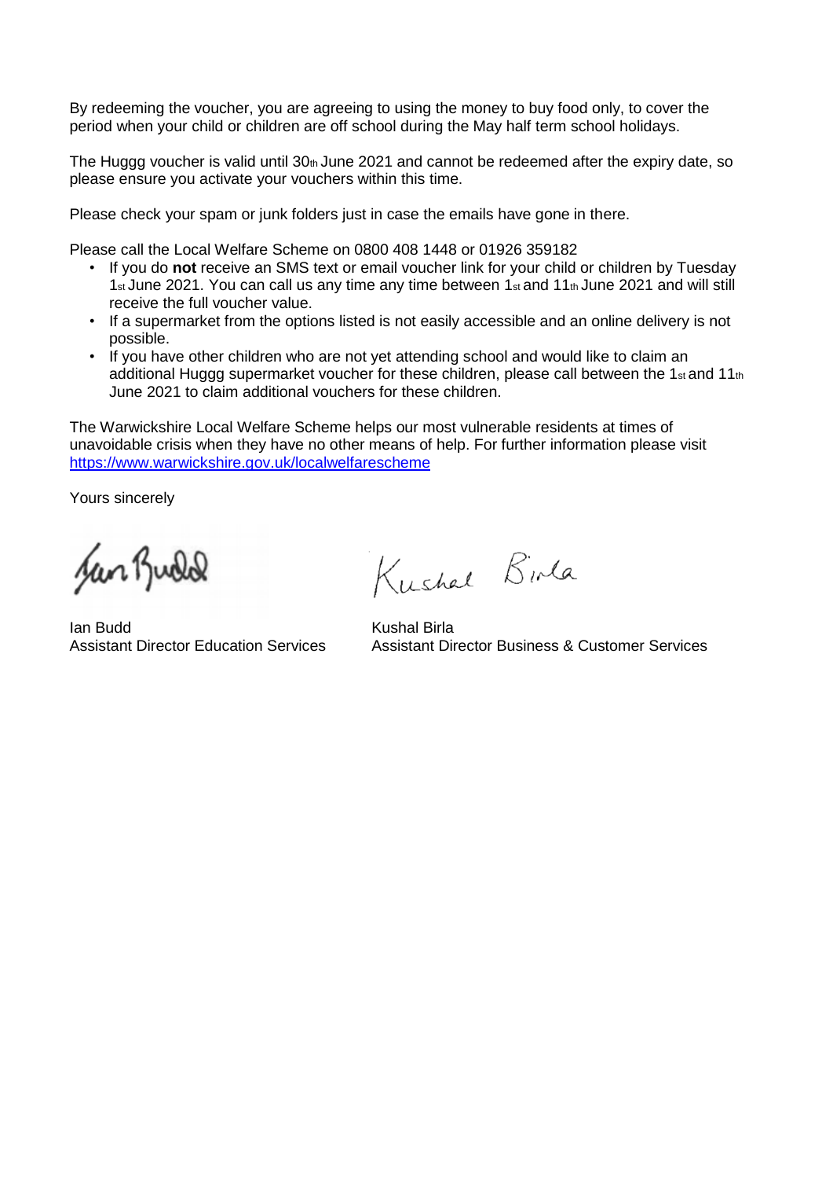By redeeming the voucher, you are agreeing to using the money to buy food only, to cover the period when your child or children are off school during the May half term school holidays.

The Huggg voucher is valid until 30th June 2021 and cannot be redeemed after the expiry date, so please ensure you activate your vouchers within this time.

Please check your spam or junk folders just in case the emails have gone in there.

Please call the Local Welfare Scheme on 0800 408 1448 or 01926 359182

- If you do **not** receive an SMS text or email voucher link for your child or children by Tuesday 1st June 2021. You can call us any time any time between 1st and 11th June 2021 and will still receive the full voucher value.
- If a supermarket from the options listed is not easily accessible and an online delivery is not possible.
- If you have other children who are not yet attending school and would like to claim an additional Huggg supermarket voucher for these children, please call between the 1st and 11th June 2021 to claim additional vouchers for these children.

The Warwickshire Local Welfare Scheme helps our most vulnerable residents at times of unavoidable crisis when they have no other means of help. For further information please visit https://www.warwickshire.gov.uk/localwelfarescheme

Yours sincerely

Ian Budd
Assistant Director Education Services

Kushal Birla
Assistant Director Business & Customer Services